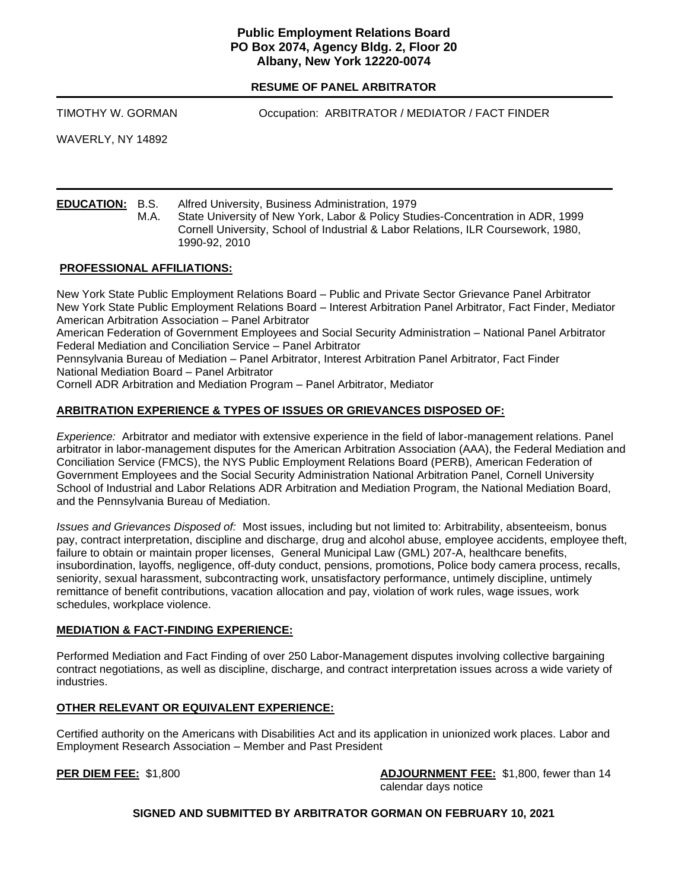**Public Employment Relations Board**
**PO Box 2074, Agency Bldg. 2, Floor 20**
**Albany, New York 12220-0074**

**RESUME OF PANEL ARBITRATOR**

---

TIMOTHY W. GORMAN Occupation: ARBITRATOR / MEDIATOR / FACT FINDER

WAVERLY, NY 14892

---

**EDUCATION:** B.S. Alfred University, Business Administration, 1979
M.A. State University of New York, Labor & Policy Studies-Concentration in ADR, 1999
Cornell University, School of Industrial & Labor Relations, ILR Coursework, 1980, 1990-92, 2010

## PROFESSIONAL AFFILIATIONS:

New York State Public Employment Relations Board – Public and Private Sector Grievance Panel Arbitrator
New York State Public Employment Relations Board – Interest Arbitration Panel Arbitrator, Fact Finder, Mediator
American Arbitration Association – Panel Arbitrator
American Federation of Government Employees and Social Security Administration – National Panel Arbitrator
Federal Mediation and Conciliation Service – Panel Arbitrator
Pennsylvania Bureau of Mediation – Panel Arbitrator, Interest Arbitration Panel Arbitrator, Fact Finder
National Mediation Board – Panel Arbitrator
Cornell ADR Arbitration and Mediation Program – Panel Arbitrator, Mediator

## ARBITRATION EXPERIENCE & TYPES OF ISSUES OR GRIEVANCES DISPOSED OF:

*Experience:* Arbitrator and mediator with extensive experience in the field of labor-management relations. Panel arbitrator in labor-management disputes for the American Arbitration Association (AAA), the Federal Mediation and Conciliation Service (FMCS), the NYS Public Employment Relations Board (PERB), American Federation of Government Employees and the Social Security Administration National Arbitration Panel, Cornell University School of Industrial and Labor Relations ADR Arbitration and Mediation Program, the National Mediation Board, and the Pennsylvania Bureau of Mediation.

*Issues and Grievances Disposed of:* Most issues, including but not limited to: Arbitrability, absenteeism, bonus pay, contract interpretation, discipline and discharge, drug and alcohol abuse, employee accidents, employee theft, failure to obtain or maintain proper licenses, General Municipal Law (GML) 207-A, healthcare benefits, insubordination, layoffs, negligence, off-duty conduct, pensions, promotions, Police body camera process, recalls, seniority, sexual harassment, subcontracting work, unsatisfactory performance, untimely discipline, untimely remittance of benefit contributions, vacation allocation and pay, violation of work rules, wage issues, work schedules, workplace violence.

## MEDIATION & FACT-FINDING EXPERIENCE:

Performed Mediation and Fact Finding of over 250 Labor-Management disputes involving collective bargaining contract negotiations, as well as discipline, discharge, and contract interpretation issues across a wide variety of industries.

## OTHER RELEVANT OR EQUIVALENT EXPERIENCE:

Certified authority on the Americans with Disabilities Act and its application in unionized work places. Labor and Employment Research Association – Member and Past President

**PER DIEM FEE:** $1,800 **ADJOURNMENT FEE:** $1,800, fewer than 14 calendar days notice

**SIGNED AND SUBMITTED BY ARBITRATOR GORMAN ON FEBRUARY 10, 2021**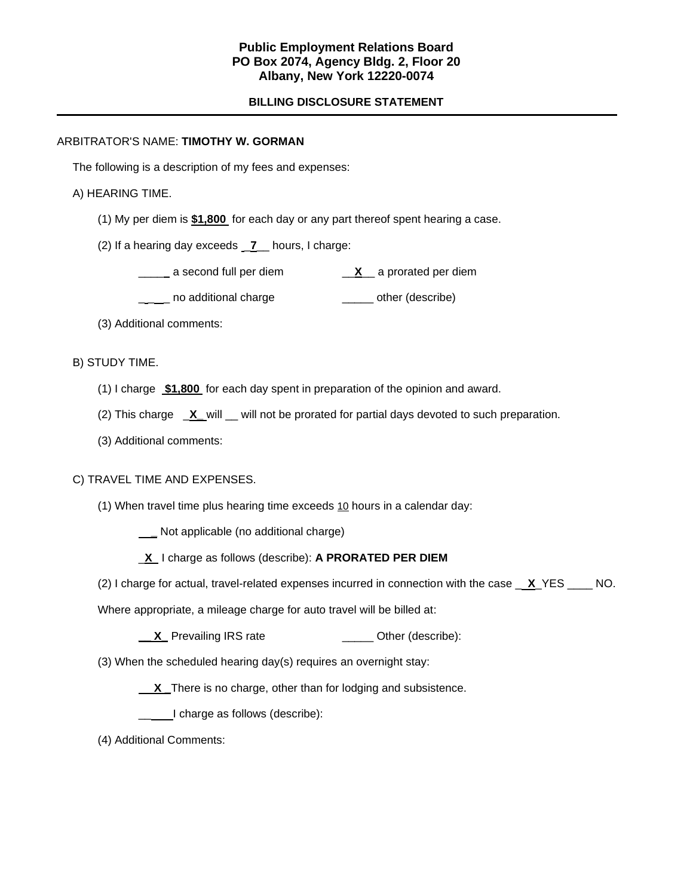**Public Employment Relations Board**
**PO Box 2074, Agency Bldg. 2, Floor 20**
**Albany, New York 12220-0074**

**BILLING DISCLOSURE STATEMENT**

---

ARBITRATOR'S NAME: **TIMOTHY W. GORMAN**

The following is a description of my fees and expenses:

A) HEARING TIME.

(1) My per diem is **$1,800** for each day or any part thereof spent hearing a case.

(2) If a hearing day exceeds __7__ hours, I charge:

_____ a second full per diem __X__ a prorated per diem

_____ no additional charge _____ other (describe)

(3) Additional comments:

B) STUDY TIME.

(1) I charge **$1,800** for each day spent in preparation of the opinion and award.

(2) This charge _X_ will __ will not be prorated for partial days devoted to such preparation.

(3) Additional comments:

C) TRAVEL TIME AND EXPENSES.

(1) When travel time plus hearing time exceeds 10 hours in a calendar day:

___ Not applicable (no additional charge)

_X_ I charge as follows (describe): **A PRORATED PER DIEM**

(2) I charge for actual, travel-related expenses incurred in connection with the case __X_YES ____ NO.

Where appropriate, a mileage charge for auto travel will be billed at:

__X_ Prevailing IRS rate _____ Other (describe):

(3) When the scheduled hearing day(s) requires an overnight stay:

__X_There is no charge, other than for lodging and subsistence.

_____I charge as follows (describe):

(4) Additional Comments: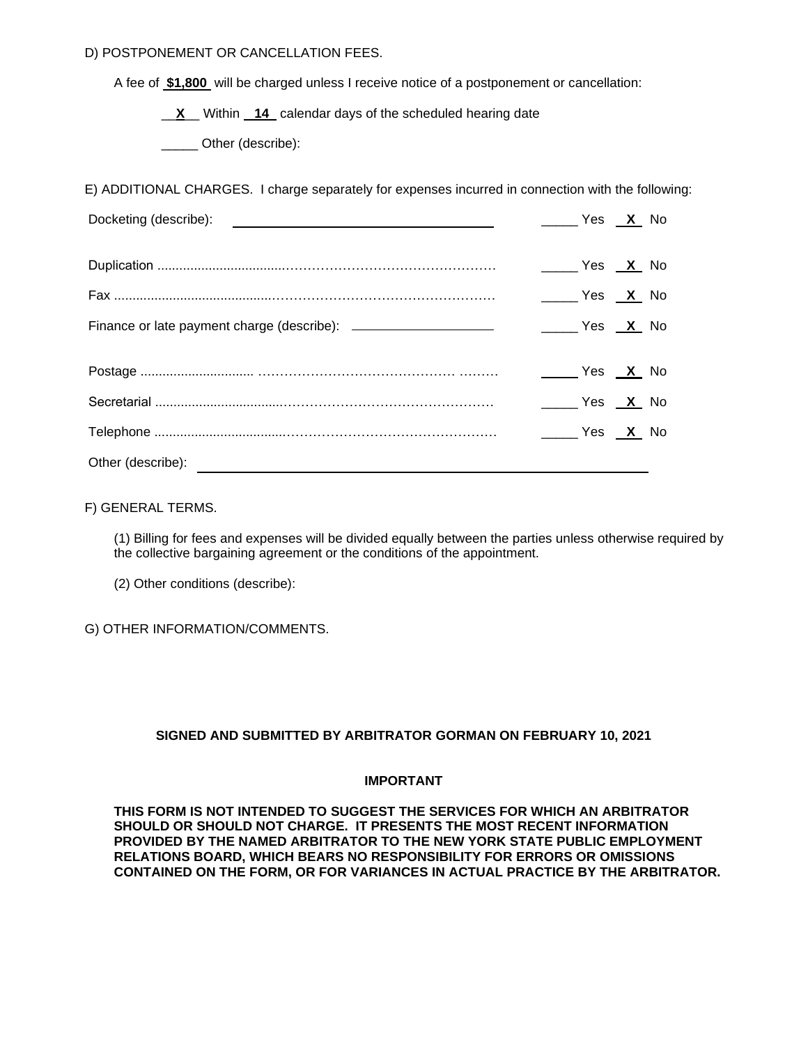D) POSTPONEMENT OR CANCELLATION FEES.

A fee of **$1,800** will be charged unless I receive notice of a postponement or cancellation:

__**X**__ Within **14** calendar days of the scheduled hearing date

_____ Other (describe):

E) ADDITIONAL CHARGES. I charge separately for expenses incurred in connection with the following:

| | |
|---|---|
| Docketing (describe): | _____ Yes __**X**__ No |
| Duplication | _____ Yes __**X**__ No |
| Fax | _____ Yes __**X**__ No |
| Finance or late payment charge (describe): | _____ Yes __**X**__ No |
| Postage | _____ Yes __**X**__ No |
| Secretarial | _____ Yes __**X**__ No |
| Telephone | _____ Yes __**X**__ No |
| Other (describe): | |

F) GENERAL TERMS.

(1) Billing for fees and expenses will be divided equally between the parties unless otherwise required by the collective bargaining agreement or the conditions of the appointment.

(2) Other conditions (describe):

G) OTHER INFORMATION/COMMENTS.

**SIGNED AND SUBMITTED BY ARBITRATOR GORMAN ON FEBRUARY 10, 2021**

**IMPORTANT**

**THIS FORM IS NOT INTENDED TO SUGGEST THE SERVICES FOR WHICH AN ARBITRATOR SHOULD OR SHOULD NOT CHARGE. IT PRESENTS THE MOST RECENT INFORMATION PROVIDED BY THE NAMED ARBITRATOR TO THE NEW YORK STATE PUBLIC EMPLOYMENT RELATIONS BOARD, WHICH BEARS NO RESPONSIBILITY FOR ERRORS OR OMISSIONS CONTAINED ON THE FORM, OR FOR VARIANCES IN ACTUAL PRACTICE BY THE ARBITRATOR.**